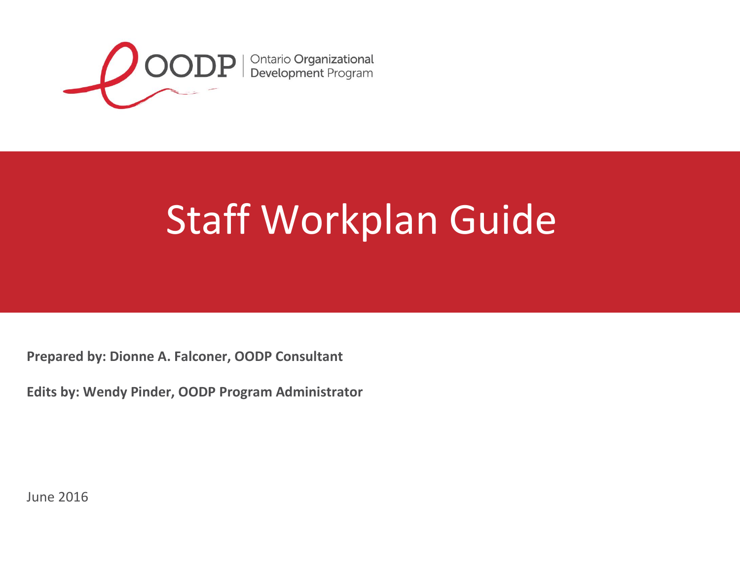OODP | Ontario Organizational Development Program

# Staff Workplan Guide

**Prepared by: Dionne A. Falconer, OODP Consultant**

**Edits by: Wendy Pinder, OODP Program Administrator**

June 2016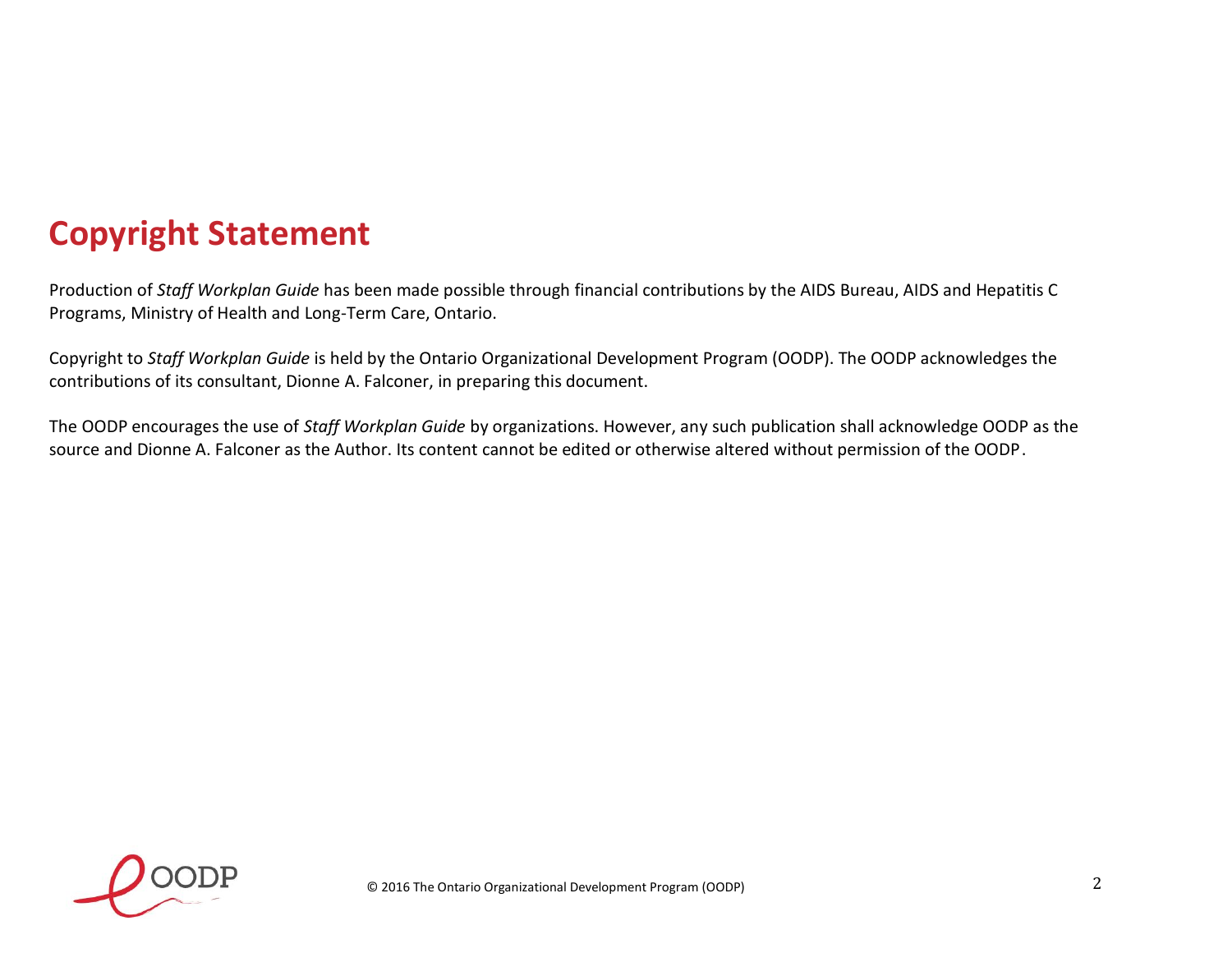# Copyright Statement

Production of *Staff Workplan Guide* has been made possible through financial contributions by the AIDS Bureau, AIDS and Hepatitis C Programs, Ministry of Health and Long-Term Care, Ontario.

Copyright to *Staff Workplan Guide* is held by the Ontario Organizational Development Program (OODP). The OODP acknowledges the contributions of its consultant, Dionne A. Falconer, in preparing this document.

The OODP encourages the use of *Staff Workplan Guide* by organizations. However, any such publication shall acknowledge OODP as the source and Dionne A. Falconer as the Author. Its content cannot be edited or otherwise altered without permission of the OODP.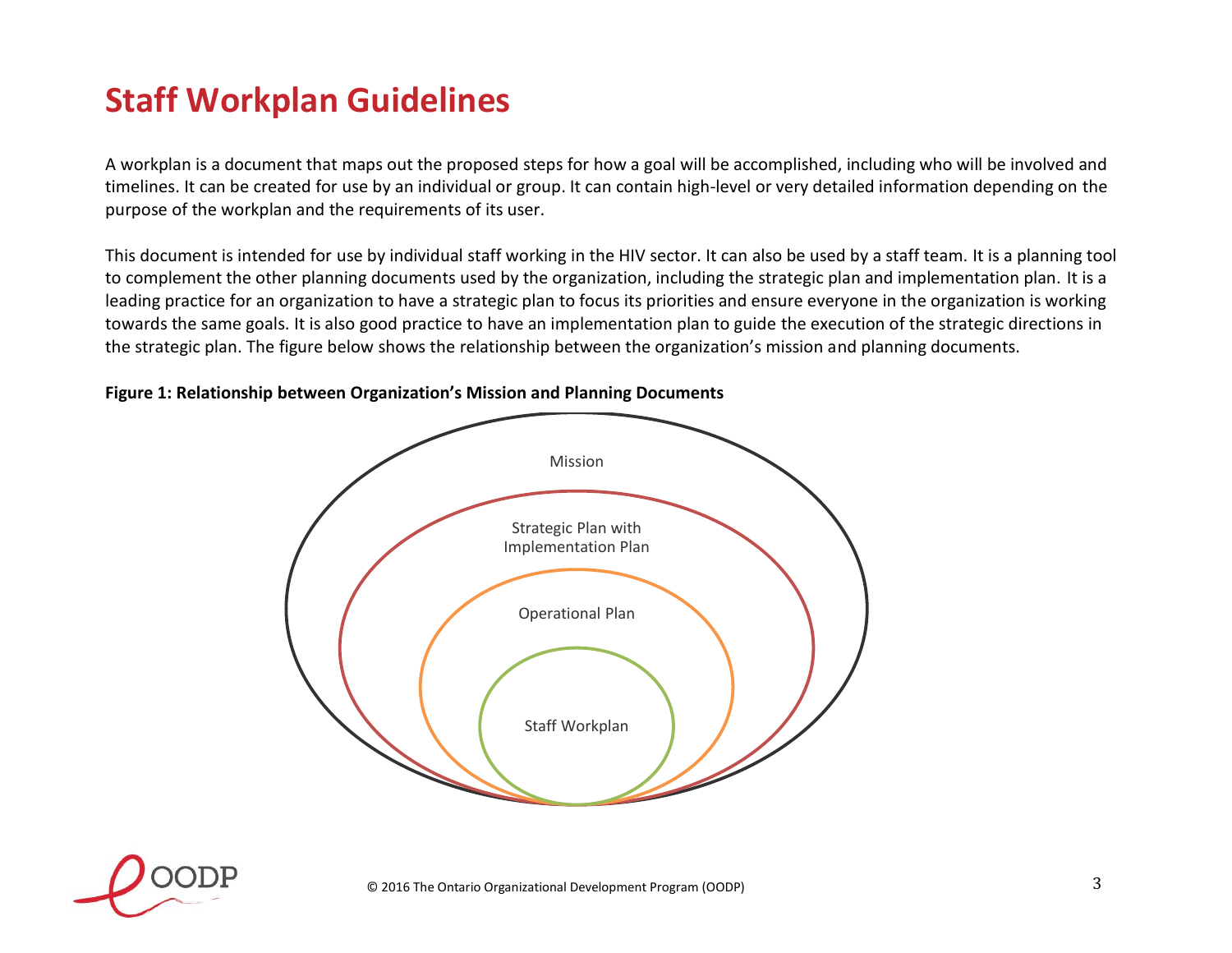# Staff Workplan Guidelines

A workplan is a document that maps out the proposed steps for how a goal will be accomplished, including who will be involved and timelines. It can be created for use by an individual or group. It can contain high-level or very detailed information depending on the purpose of the workplan and the requirements of its user.

This document is intended for use by individual staff working in the HIV sector. It can also be used by a staff team. It is a planning tool to complement the other planning documents used by the organization, including the strategic plan and implementation plan. It is a leading practice for an organization to have a strategic plan to focus its priorities and ensure everyone in the organization is working towards the same goals. It is also good practice to have an implementation plan to guide the execution of the strategic directions in the strategic plan. The figure below shows the relationship between the organization's mission and planning documents.

**Figure 1: Relationship between Organization's Mission and Planning Documents**

Mission

Strategic Plan with Implementation Plan

Operational Plan

Staff Workplan

© 2016 The Ontario Organizational Development Program (OODP)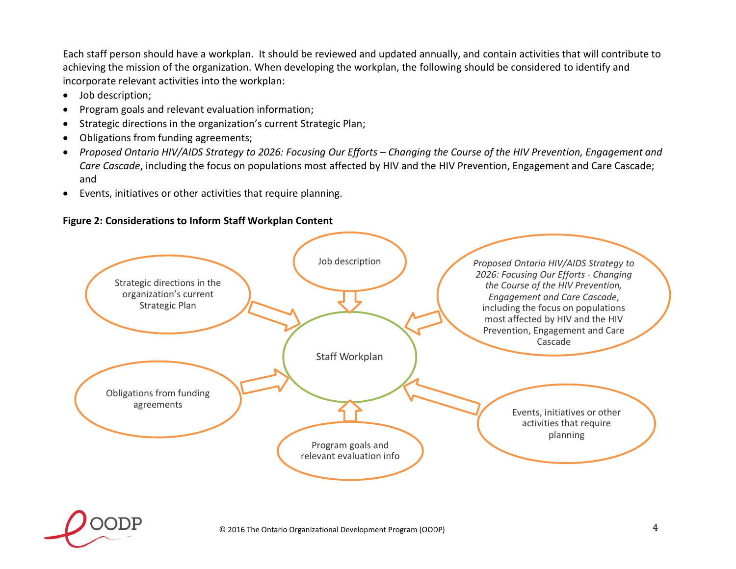Each staff person should have a workplan. It should be reviewed and updated annually, and contain activities that will contribute to achieving the mission of the organization. When developing the workplan, the following should be considered to identify and incorporate relevant activities into the workplan:

- Job description;
- Program goals and relevant evaluation information;
- Strategic directions in the organization's current Strategic Plan;
- Obligations from funding agreements;
- *Proposed Ontario HIV/AIDS Strategy to 2026: Focusing Our Efforts – Changing the Course of the HIV Prevention, Engagement and Care Cascade*, including the focus on populations most affected by HIV and the HIV Prevention, Engagement and Care Cascade; and
- Events, initiatives or other activities that require planning.

**Figure 2: Considerations to Inform Staff Workplan Content**

Job description

Strategic directions in the organization's current Strategic Plan

*Proposed Ontario HIV/AIDS Strategy to 2026: Focusing Our Efforts - Changing the Course of the HIV Prevention, Engagement and Care Cascade*, including the focus on populations most affected by HIV and the HIV Prevention, Engagement and Care Cascade

Staff Workplan

Obligations from funding agreements

Events, initiatives or other activities that require planning

Program goals and relevant evaluation info

© 2016 The Ontario Organizational Development Program (OODP)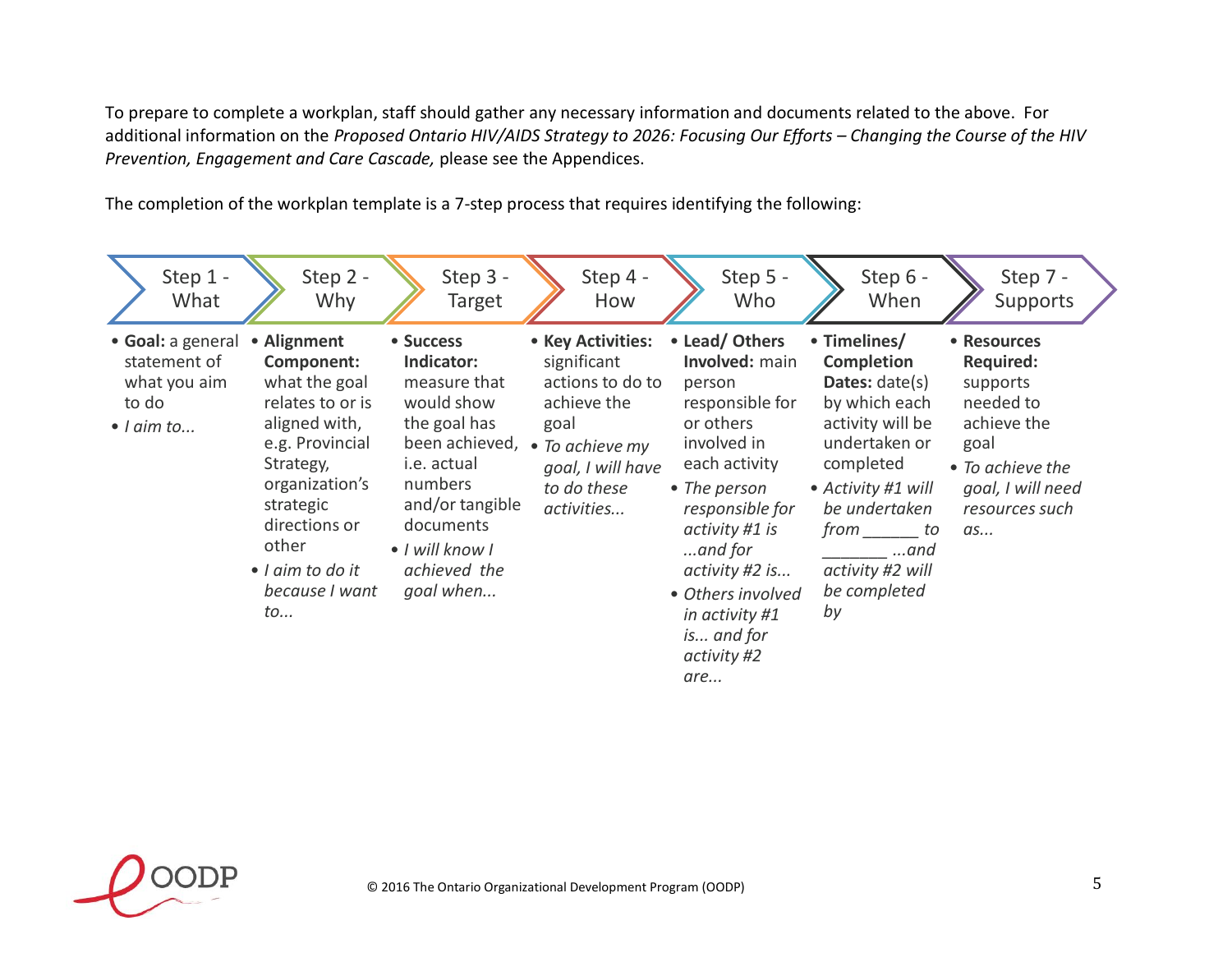To prepare to complete a workplan, staff should gather any necessary information and documents related to the above. For additional information on the *Proposed Ontario HIV/AIDS Strategy to 2026: Focusing Our Efforts – Changing the Course of the HIV Prevention, Engagement and Care Cascade,* please see the Appendices.

The completion of the workplan template is a 7-step process that requires identifying the following:

| Step 1 - What | Step 2 - Why | Step 3 - Target | Step 4 - How | Step 5 - Who | Step 6 - When | Step 7 - Supports |
|---|---|---|---|---|---|---|
| • **Goal:** a general statement of what you aim to do<br>• *I aim to...* | • **Alignment Component:** what the goal relates to or is aligned with, e.g. Provincial Strategy, organization's strategic directions or other<br>• *I aim to do it because I want to...* | • **Success Indicator:** measure that would show the goal has been achieved, i.e. actual numbers and/or tangible documents<br>• *I will know I achieved the goal when...* | • **Key Activities:** significant actions to do to achieve the goal<br>• *To achieve my goal, I will have to do these activities...* | • **Lead/ Others Involved:** main person responsible for or others involved in each activity<br>• *The person responsible for activity #1 is ...and for activity #2 is...*<br>• *Others involved in activity #1 is... and for activity #2 are...* | • **Timelines/ Completion Dates:** date(s) by which each activity will be undertaken or completed<br>• *Activity #1 will be undertaken from ______ to _______ ...and activity #2 will be completed by* | • **Resources Required:** supports needed to achieve the goal<br>• *To achieve the goal, I will need resources such as...* |

© 2016 The Ontario Organizational Development Program (OODP)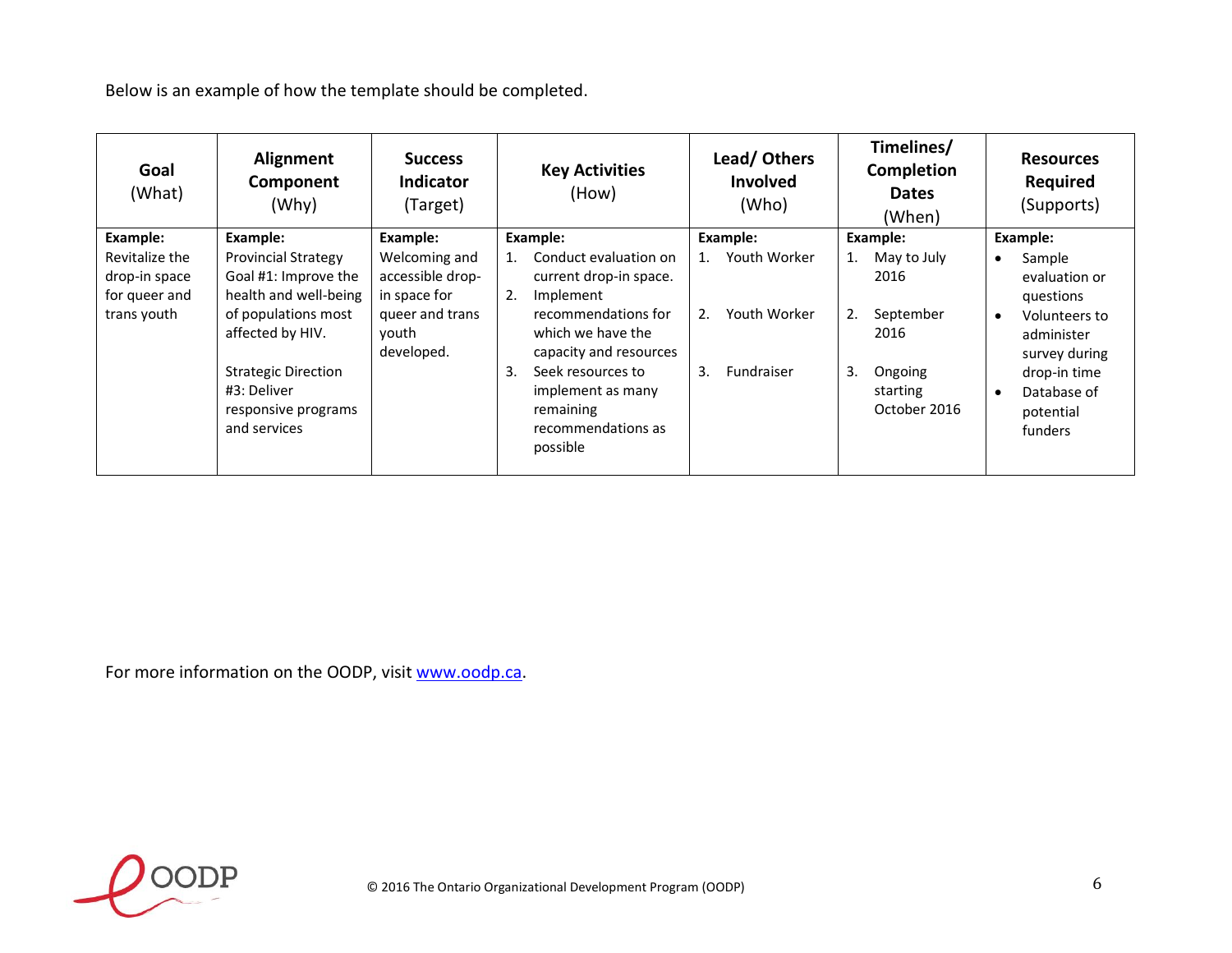Below is an example of how the template should be completed.

| **Goal** (What) | **Alignment Component** (Why) | **Success Indicator** (Target) | **Key Activities** (How) | **Lead/ Others Involved** (Who) | **Timelines/ Completion Dates** (When) | **Resources Required** (Supports) |
|---|---|---|---|---|---|---|
| **Example:** Revitalize the drop-in space for queer and trans youth | **Example:** Provincial Strategy Goal #1: Improve the health and well-being of populations most affected by HIV.<br><br>Strategic Direction #3: Deliver responsive programs and services | **Example:** Welcoming and accessible drop-in space for queer and trans youth developed. | **Example:**<br>1. Conduct evaluation on current drop-in space.<br>2. Implement recommendations for which we have the capacity and resources<br>3. Seek resources to implement as many remaining recommendations as possible | **Example:**<br>1. Youth Worker<br>2. Youth Worker<br>3. Fundraiser | **Example:**<br>1. May to July 2016<br>2. September 2016<br>3. Ongoing starting October 2016 | **Example:**<br>• Sample evaluation or questions<br>• Volunteers to administer survey during drop-in time<br>• Database of potential funders |

For more information on the OODP, visit [www.oodp.ca](http://www.oodp.ca).

© 2016 The Ontario Organizational Development Program (OODP)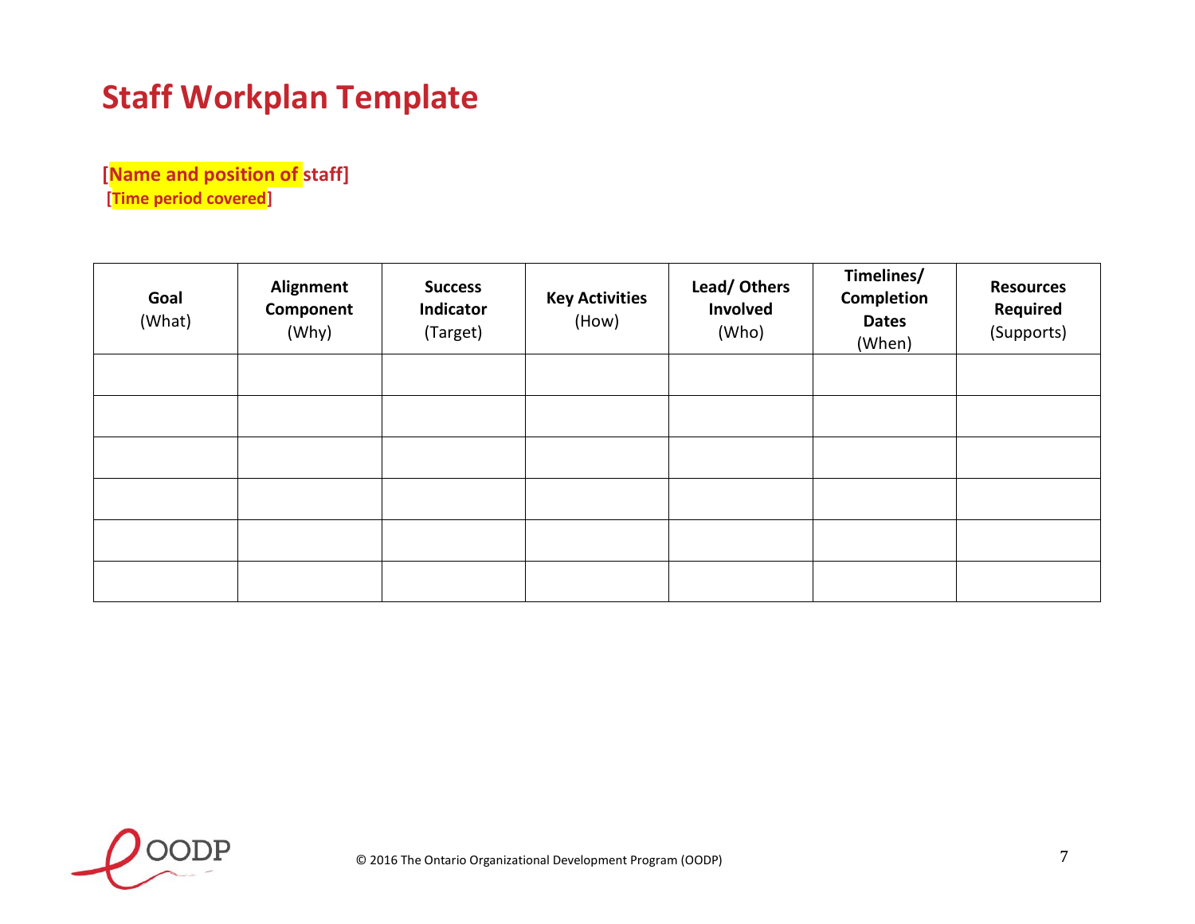# Staff Workplan Template

**[Name and position of staff]**
**[Time period covered]**

| **Goal** (What) | **Alignment Component** (Why) | **Success Indicator** (Target) | **Key Activities** (How) | **Lead/ Others Involved** (Who) | **Timelines/ Completion Dates** (When) | **Resources Required** (Supports) |
|---|---|---|---|---|---|---|
| | | | | | | |
| | | | | | | |
| | | | | | | |
| | | | | | | |
| | | | | | | |
| | | | | | | |

© 2016 The Ontario Organizational Development Program (OODP)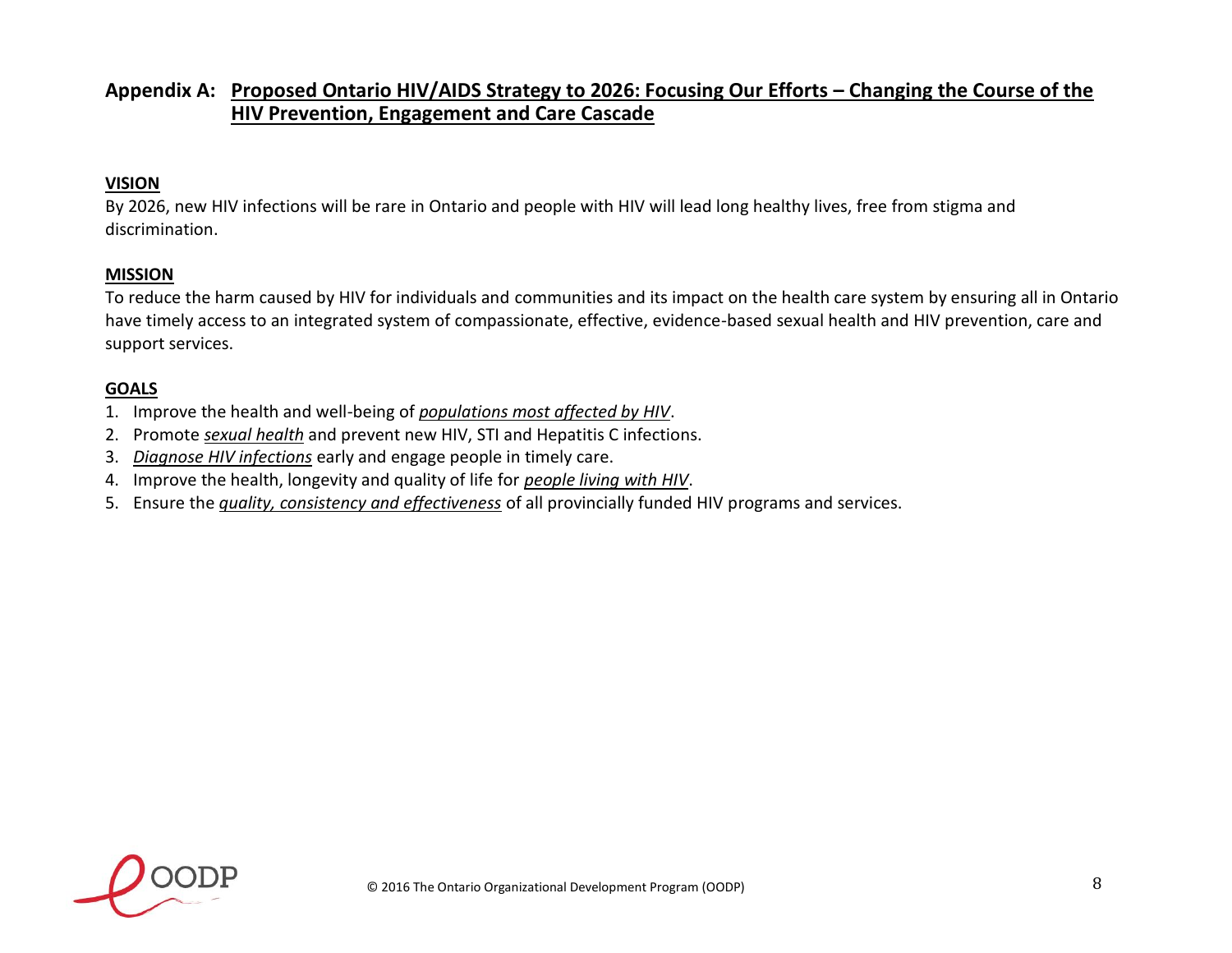## Appendix A: Proposed Ontario HIV/AIDS Strategy to 2026: Focusing Our Efforts – Changing the Course of the HIV Prevention, Engagement and Care Cascade

### VISION

By 2026, new HIV infections will be rare in Ontario and people with HIV will lead long healthy lives, free from stigma and discrimination.

### MISSION

To reduce the harm caused by HIV for individuals and communities and its impact on the health care system by ensuring all in Ontario have timely access to an integrated system of compassionate, effective, evidence-based sexual health and HIV prevention, care and support services.

### GOALS

1. Improve the health and well-being of *populations most affected by HIV*.
2. Promote *sexual health* and prevent new HIV, STI and Hepatitis C infections.
3. *Diagnose HIV infections* early and engage people in timely care.
4. Improve the health, longevity and quality of life for *people living with HIV*.
5. Ensure the *quality, consistency and effectiveness* of all provincially funded HIV programs and services.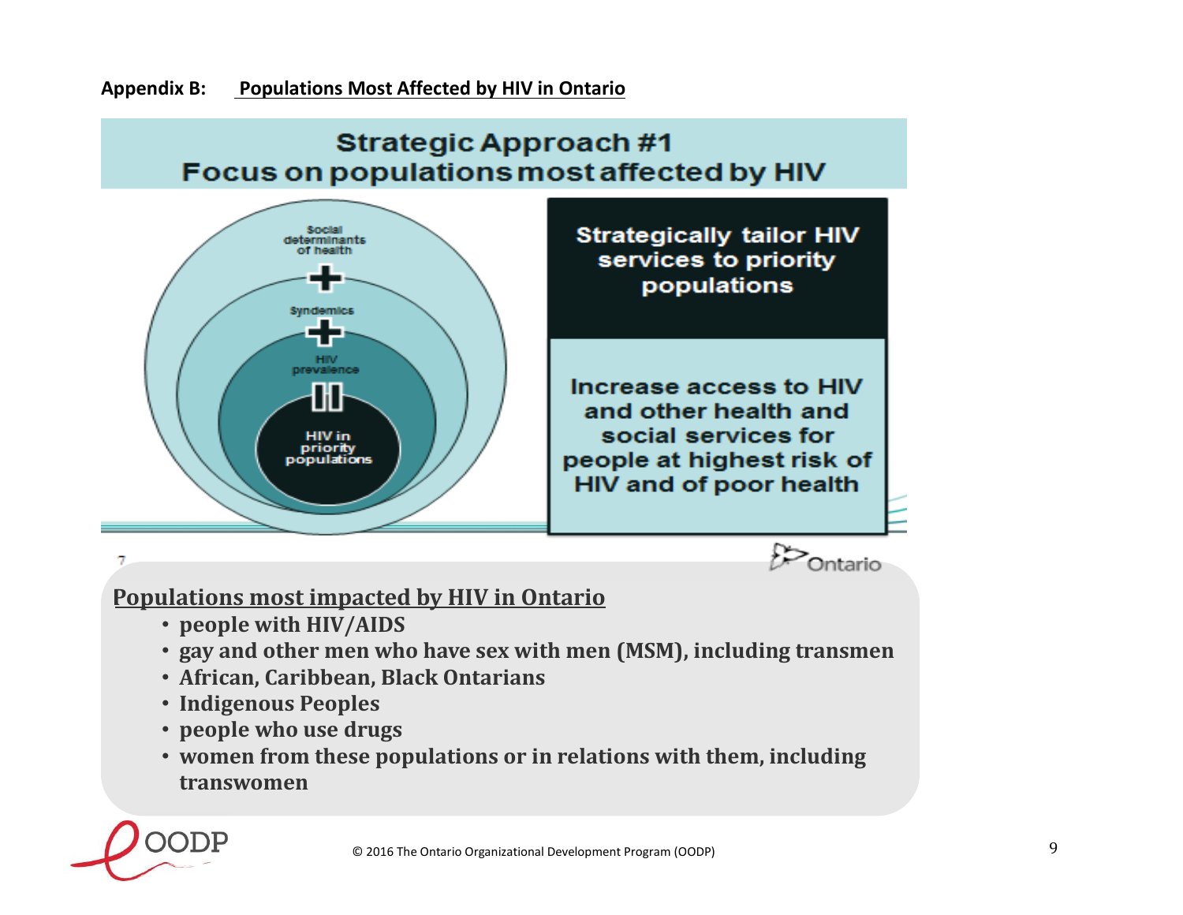**Appendix B:** **Populations Most Affected by HIV in Ontario**

## Strategic Approach #1
## Focus on populations most affected by HIV

Social determinants of health
+
Syndemics
+
HIV prevalence
=
HIV in priority populations

**Strategically tailor HIV services to priority populations**

**Increase access to HIV and other health and social services for people at highest risk of HIV and of poor health**

7

Ontario

**Populations most impacted by HIV in Ontario**

- **people with HIV/AIDS**
- **gay and other men who have sex with men (MSM), including transmen**
- **African, Caribbean, Black Ontarians**
- **Indigenous Peoples**
- **people who use drugs**
- **women from these populations or in relations with them, including transwomen**

© 2016 The Ontario Organizational Development Program (OODP)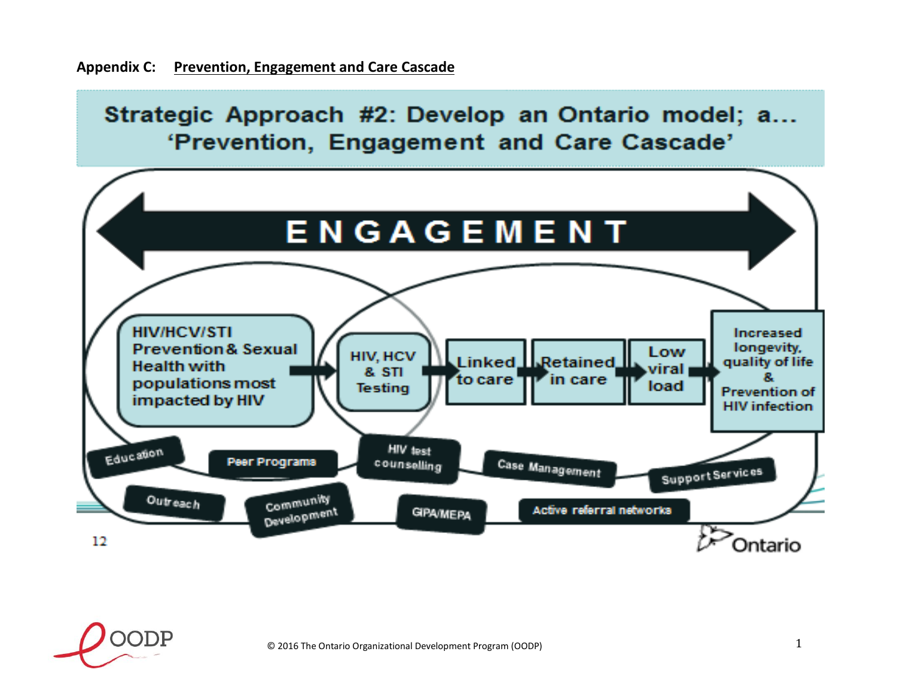**Appendix C:** **Prevention, Engagement and Care Cascade**

Strategic Approach #2: Develop an Ontario model; a… 'Prevention, Engagement and Care Cascade'

ENGAGEMENT

HIV/HCV/STI Prevention & Sexual Health with populations most impacted by HIV

HIV, HCV & STI Testing

Linked to care

Retained in care

Low viral load

Increased longevity, quality of life & Prevention of HIV infection

Education

Peer Programs

HIV test counselling

Case Management

Support Services

Outreach

Community Development

GIPA/MEPA

Active referral networks

12

Ontario

© 2016 The Ontario Organizational Development Program (OODP)